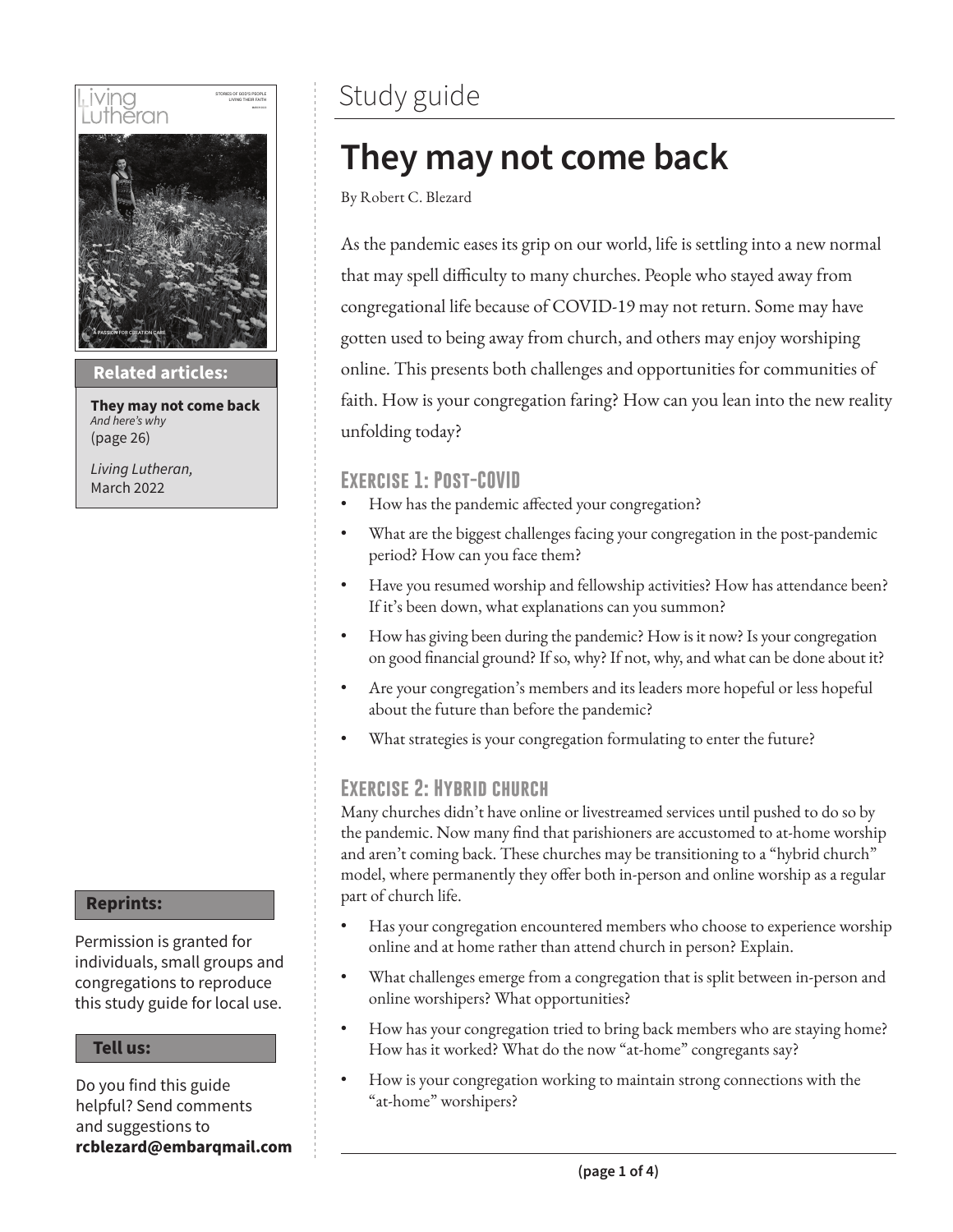# Study guide

## They may not come back

By Robert C. Blezard

As the pandemic eases its grip on our world, life is settling into a new normal that may spell difficulty to many churches. People who stayed away from congregational life because of COVID-19 may not return. Some may have gotten used to being away from church, and others may enjoy worshiping online. This presents both challenges and opportunities for communities of faith. How is your congregation faring? How can you lean into the new reality unfolding today?

### Exercise 1: Post-COVID

- How has the pandemic affected your congregation?
- What are the biggest challenges facing your congregation in the post-pandemic period? How can you face them?
- Have you resumed worship and fellowship activities? How has attendance been? If it's been down, what explanations can you summon?
- How has giving been during the pandemic? How is it now? Is your congregation on good financial ground? If so, why? If not, why, and what can be done about it?
- Are your congregation's members and its leaders more hopeful or less hopeful about the future than before the pandemic?
- What strategies is your congregation formulating to enter the future?

### Exercise 2: Hybrid church

Many churches didn't have online or livestreamed services until pushed to do so by the pandemic. Now many find that parishioners are accustomed to at-home worship and aren't coming back. These churches may be transitioning to a "hybrid church" model, where permanently they offer both in-person and online worship as a regular part of church life.

- Has your congregation encountered members who choose to experience worship online and at home rather than attend church in person? Explain.
- What challenges emerge from a congregation that is split between in-person and online worshipers? What opportunities?
- How has your congregation tried to bring back members who are staying home? How has it worked? What do the now "at-home" congregants say?
- How is your congregation working to maintain strong connections with the "at-home" worshipers?

**Related articles:**

**They may not come back**
*And here's why*
(page 26)

*Living Lutheran,*
March 2022

**Reprints:**

Permission is granted for individuals, small groups and congregations to reproduce this study guide for local use.

**Tell us:**

Do you find this guide helpful? Send comments and suggestions to **rcblezard@embarqmail.com**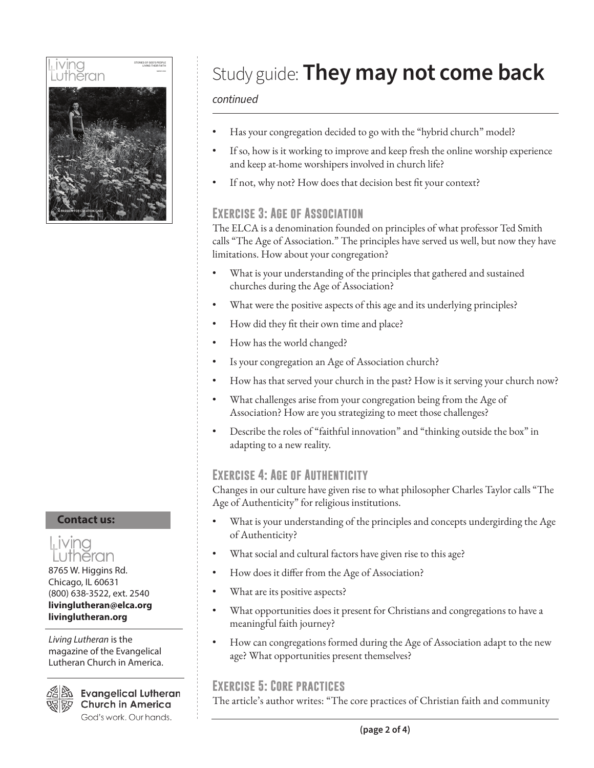# Study guide: **They may not come back**

*continued*

- Has your congregation decided to go with the "hybrid church" model?
- If so, how is it working to improve and keep fresh the online worship experience and keep at-home worshipers involved in church life?
- If not, why not? How does that decision best fit your context?

## Exercise 3: Age of Association

The ELCA is a denomination founded on principles of what professor Ted Smith calls "The Age of Association." The principles have served us well, but now they have limitations. How about your congregation?

- What is your understanding of the principles that gathered and sustained churches during the Age of Association?
- What were the positive aspects of this age and its underlying principles?
- How did they fit their own time and place?
- How has the world changed?
- Is your congregation an Age of Association church?
- How has that served your church in the past? How is it serving your church now?
- What challenges arise from your congregation being from the Age of Association? How are you strategizing to meet those challenges?
- Describe the roles of "faithful innovation" and "thinking outside the box" in adapting to a new reality.

## Exercise 4: Age of Authenticity

Changes in our culture have given rise to what philosopher Charles Taylor calls "The Age of Authenticity" for religious institutions.

- What is your understanding of the principles and concepts undergirding the Age of Authenticity?
- What social and cultural factors have given rise to this age?
- How does it differ from the Age of Association?
- What are its positive aspects?
- What opportunities does it present for Christians and congregations to have a meaningful faith journey?
- How can congregations formed during the Age of Association adapt to the new age? What opportunities present themselves?

## Exercise 5: Core practices

The article's author writes: "The core practices of Christian faith and community

**Contact us:**

Living Lutheran
8765 W. Higgins Rd.
Chicago, IL 60631
(800) 638-3522, ext. 2540
**livinglutheran@elca.org**
**livinglutheran.org**

*Living Lutheran* is the magazine of the Evangelical Lutheran Church in America.

Evangelical Lutheran Church in America
God's work. Our hands.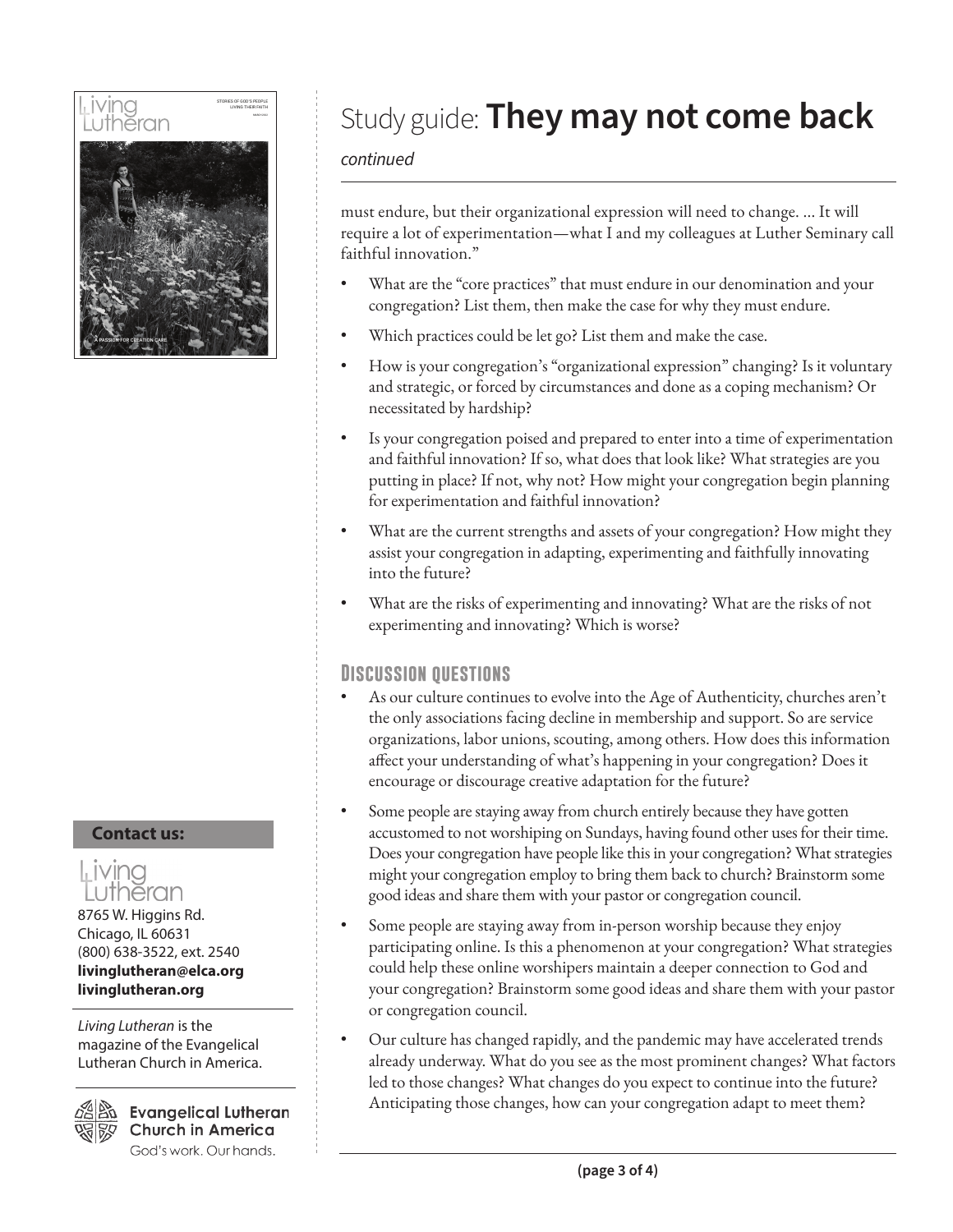# Study guide: **They may not come back**

*continued*

must endure, but their organizational expression will need to change. ... It will require a lot of experimentation—what I and my colleagues at Luther Seminary call faithful innovation."

- What are the "core practices" that must endure in our denomination and your congregation? List them, then make the case for why they must endure.
- Which practices could be let go? List them and make the case.
- How is your congregation's "organizational expression" changing? Is it voluntary and strategic, or forced by circumstances and done as a coping mechanism? Or necessitated by hardship?
- Is your congregation poised and prepared to enter into a time of experimentation and faithful innovation? If so, what does that look like? What strategies are you putting in place? If not, why not? How might your congregation begin planning for experimentation and faithful innovation?
- What are the current strengths and assets of your congregation? How might they assist your congregation in adapting, experimenting and faithfully innovating into the future?
- What are the risks of experimenting and innovating? What are the risks of not experimenting and innovating? Which is worse?

## Discussion questions

- As our culture continues to evolve into the Age of Authenticity, churches aren't the only associations facing decline in membership and support. So are service organizations, labor unions, scouting, among others. How does this information affect your understanding of what's happening in your congregation? Does it encourage or discourage creative adaptation for the future?
- Some people are staying away from church entirely because they have gotten accustomed to not worshiping on Sundays, having found other uses for their time. Does your congregation have people like this in your congregation? What strategies might your congregation employ to bring them back to church? Brainstorm some good ideas and share them with your pastor or congregation council.
- Some people are staying away from in-person worship because they enjoy participating online. Is this a phenomenon at your congregation? What strategies could help these online worshipers maintain a deeper connection to God and your congregation? Brainstorm some good ideas and share them with your pastor or congregation council.
- Our culture has changed rapidly, and the pandemic may have accelerated trends already underway. What do you see as the most prominent changes? What factors led to those changes? What changes do you expect to continue into the future? Anticipating those changes, how can your congregation adapt to meet them?

**Contact us:**

Living Lutheran
8765 W. Higgins Rd.
Chicago, IL 60631
(800) 638-3522, ext. 2540
**livinglutheran@elca.org**
**livinglutheran.org**

*Living Lutheran* is the magazine of the Evangelical Lutheran Church in America.

Evangelical Lutheran Church in America
God's work. Our hands.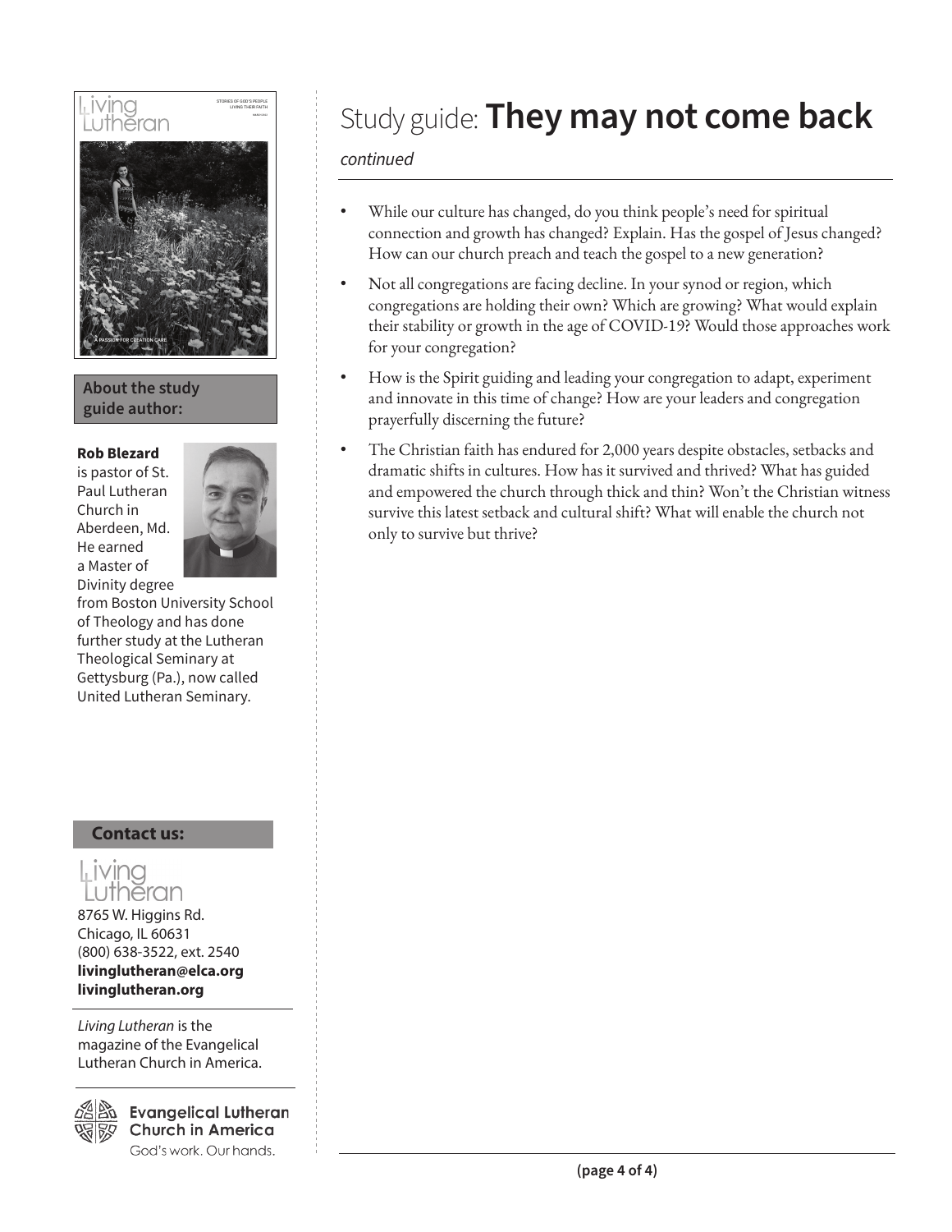# Study guide: **They may not come back**

*continued*

- While our culture has changed, do you think people's need for spiritual connection and growth has changed? Explain. Has the gospel of Jesus changed? How can our church preach and teach the gospel to a new generation?
- Not all congregations are facing decline. In your synod or region, which congregations are holding their own? Which are growing? What would explain their stability or growth in the age of COVID-19? Would those approaches work for your congregation?
- How is the Spirit guiding and leading your congregation to adapt, experiment and innovate in this time of change? How are your leaders and congregation prayerfully discerning the future?
- The Christian faith has endured for 2,000 years despite obstacles, setbacks and dramatic shifts in cultures. How has it survived and thrived? What has guided and empowered the church through thick and thin? Won't the Christian witness survive this latest setback and cultural shift? What will enable the church not only to survive but thrive?

**About the study guide author:**

**Rob Blezard** is pastor of St. Paul Lutheran Church in Aberdeen, Md. He earned a Master of Divinity degree from Boston University School of Theology and has done further study at the Lutheran Theological Seminary at Gettysburg (Pa.), now called United Lutheran Seminary.

**Contact us:**

Living Lutheran
8765 W. Higgins Rd.
Chicago, IL 60631
(800) 638-3522, ext. 2540
**livinglutheran@elca.org**
**livinglutheran.org**

*Living Lutheran* is the magazine of the Evangelical Lutheran Church in America.

Evangelical Lutheran Church in America
God's work. Our hands.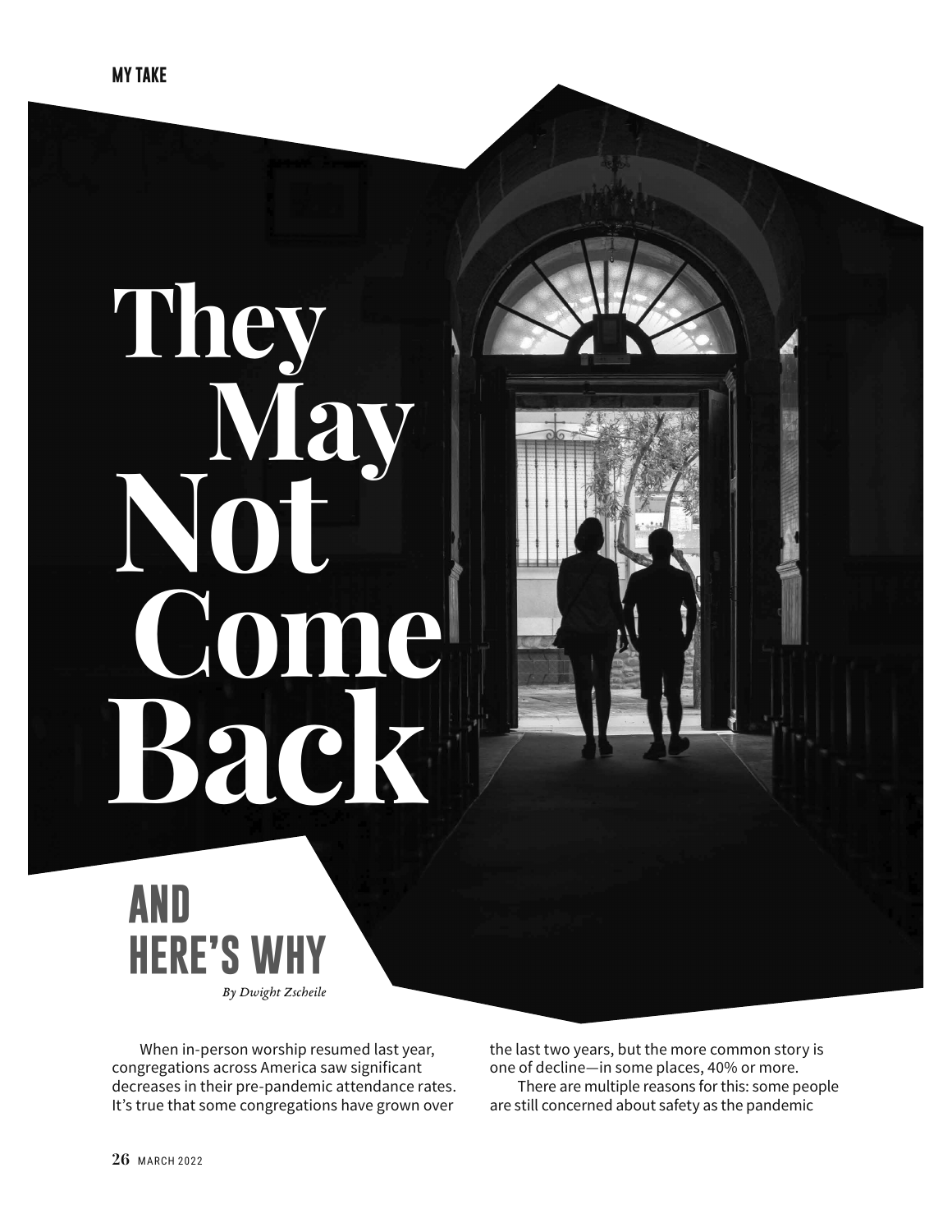MY TAKE

# They May Not Come Back

## AND HERE'S WHY

*By Dwight Zscheile*

When in-person worship resumed last year, congregations across America saw significant decreases in their pre-pandemic attendance rates. It's true that some congregations have grown over the last two years, but the more common story is one of decline—in some places, 40% or more.

There are multiple reasons for this: some people are still concerned about safety as the pandemic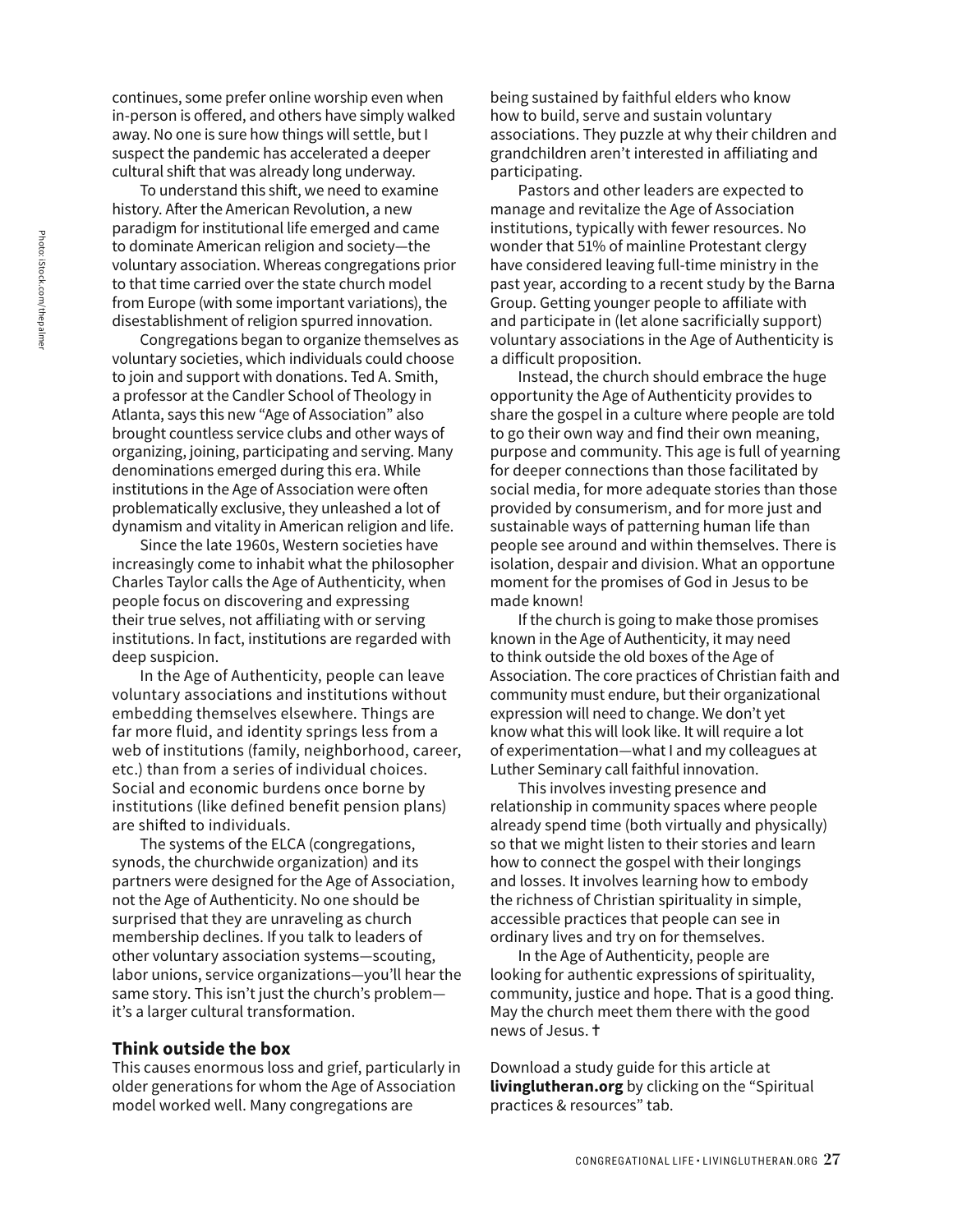continues, some prefer online worship even when in-person is offered, and others have simply walked away. No one is sure how things will settle, but I suspect the pandemic has accelerated a deeper cultural shift that was already long underway.

To understand this shift, we need to examine history. After the American Revolution, a new paradigm for institutional life emerged and came to dominate American religion and society—the voluntary association. Whereas congregations prior to that time carried over the state church model from Europe (with some important variations), the disestablishment of religion spurred innovation.

Congregations began to organize themselves as voluntary societies, which individuals could choose to join and support with donations. Ted A. Smith, a professor at the Candler School of Theology in Atlanta, says this new "Age of Association" also brought countless service clubs and other ways of organizing, joining, participating and serving. Many denominations emerged during this era. While institutions in the Age of Association were often problematically exclusive, they unleashed a lot of dynamism and vitality in American religion and life.

Since the late 1960s, Western societies have increasingly come to inhabit what the philosopher Charles Taylor calls the Age of Authenticity, when people focus on discovering and expressing their true selves, not affiliating with or serving institutions. In fact, institutions are regarded with deep suspicion.

In the Age of Authenticity, people can leave voluntary associations and institutions without embedding themselves elsewhere. Things are far more fluid, and identity springs less from a web of institutions (family, neighborhood, career, etc.) than from a series of individual choices. Social and economic burdens once borne by institutions (like defined benefit pension plans) are shifted to individuals.

The systems of the ELCA (congregations, synods, the churchwide organization) and its partners were designed for the Age of Association, not the Age of Authenticity. No one should be surprised that they are unraveling as church membership declines. If you talk to leaders of other voluntary association systems—scouting, labor unions, service organizations—you'll hear the same story. This isn't just the church's problem—it's a larger cultural transformation.

### Think outside the box

This causes enormous loss and grief, particularly in older generations for whom the Age of Association model worked well. Many congregations are being sustained by faithful elders who know how to build, serve and sustain voluntary associations. They puzzle at why their children and grandchildren aren't interested in affiliating and participating.

Pastors and other leaders are expected to manage and revitalize the Age of Association institutions, typically with fewer resources. No wonder that 51% of mainline Protestant clergy have considered leaving full-time ministry in the past year, according to a recent study by the Barna Group. Getting younger people to affiliate with and participate in (let alone sacrificially support) voluntary associations in the Age of Authenticity is a difficult proposition.

Instead, the church should embrace the huge opportunity the Age of Authenticity provides to share the gospel in a culture where people are told to go their own way and find their own meaning, purpose and community. This age is full of yearning for deeper connections than those facilitated by social media, for more adequate stories than those provided by consumerism, and for more just and sustainable ways of patterning human life than people see around and within themselves. There is isolation, despair and division. What an opportune moment for the promises of God in Jesus to be made known!

If the church is going to make those promises known in the Age of Authenticity, it may need to think outside the old boxes of the Age of Association. The core practices of Christian faith and community must endure, but their organizational expression will need to change. We don't yet know what this will look like. It will require a lot of experimentation—what I and my colleagues at Luther Seminary call faithful innovation.

This involves investing presence and relationship in community spaces where people already spend time (both virtually and physically) so that we might listen to their stories and learn how to connect the gospel with their longings and losses. It involves learning how to embody the richness of Christian spirituality in simple, accessible practices that people can see in ordinary lives and try on for themselves.

In the Age of Authenticity, people are looking for authentic expressions of spirituality, community, justice and hope. That is a good thing. May the church meet them there with the good news of Jesus. ✝

Download a study guide for this article at **livinglutheran.org** by clicking on the "Spiritual practices & resources" tab.

Photo: iStock.com/thepalmer